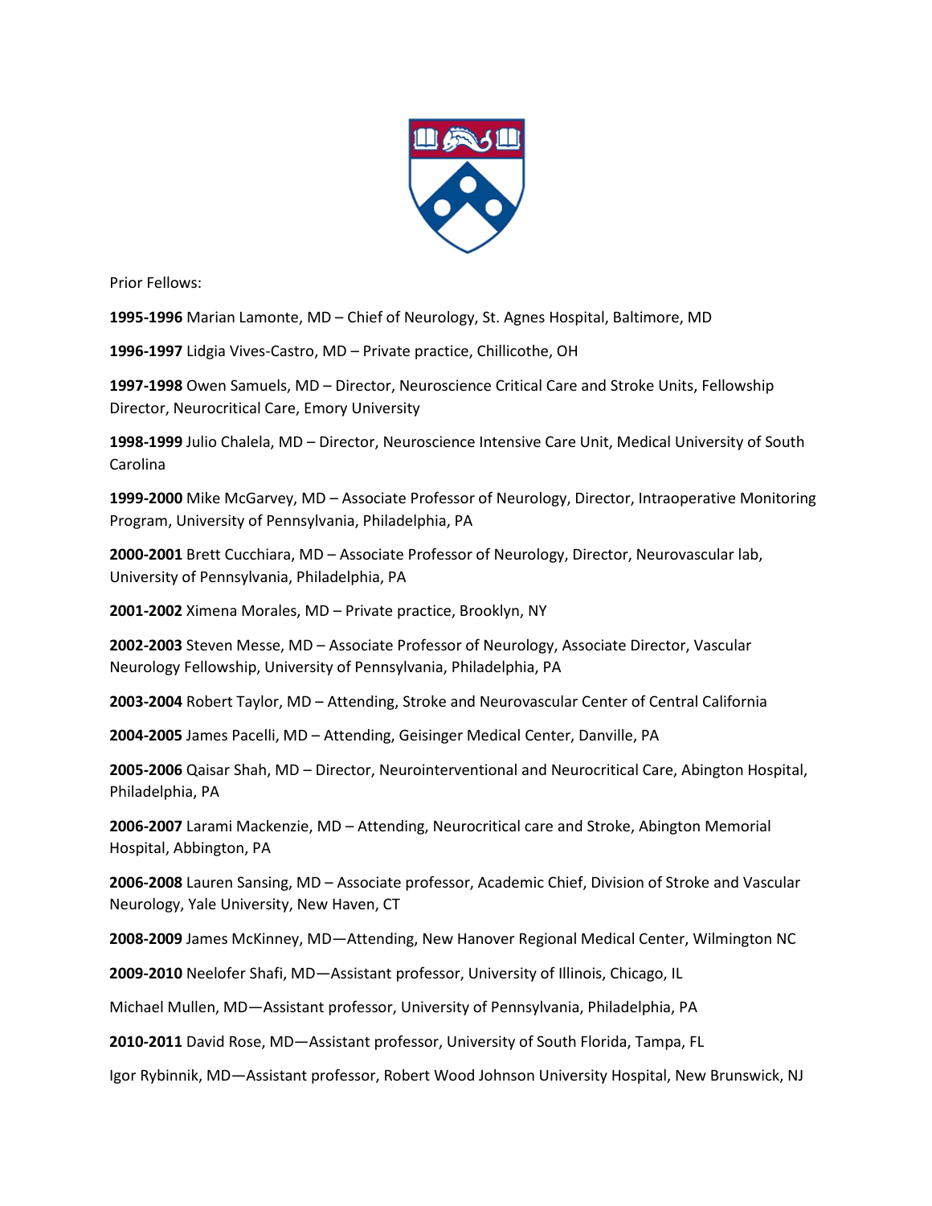Prior Fellows:

**1995-1996** Marian Lamonte, MD – Chief of Neurology, St. Agnes Hospital, Baltimore, MD

**1996-1997** Lidgia Vives-Castro, MD – Private practice, Chillicothe, OH

**1997-1998** Owen Samuels, MD – Director, Neuroscience Critical Care and Stroke Units, Fellowship Director, Neurocritical Care, Emory University

**1998-1999** Julio Chalela, MD – Director, Neuroscience Intensive Care Unit, Medical University of South Carolina

**1999-2000** Mike McGarvey, MD – Associate Professor of Neurology, Director, Intraoperative Monitoring Program, University of Pennsylvania, Philadelphia, PA

**2000-2001** Brett Cucchiara, MD – Associate Professor of Neurology, Director, Neurovascular lab, University of Pennsylvania, Philadelphia, PA

**2001-2002** Ximena Morales, MD – Private practice, Brooklyn, NY

**2002-2003** Steven Messe, MD – Associate Professor of Neurology, Associate Director, Vascular Neurology Fellowship, University of Pennsylvania, Philadelphia, PA

**2003-2004** Robert Taylor, MD – Attending, Stroke and Neurovascular Center of Central California

**2004-2005** James Pacelli, MD – Attending, Geisinger Medical Center, Danville, PA

**2005-2006** Qaisar Shah, MD – Director, Neurointerventional and Neurocritical Care, Abington Hospital, Philadelphia, PA

**2006-2007** Larami Mackenzie, MD – Attending, Neurocritical care and Stroke, Abington Memorial Hospital, Abbington, PA

**2006-2008** Lauren Sansing, MD – Associate professor, Academic Chief, Division of Stroke and Vascular Neurology, Yale University, New Haven, CT

**2008-2009** James McKinney, MD—Attending, New Hanover Regional Medical Center, Wilmington NC

**2009-2010** Neelofer Shafi, MD—Assistant professor, University of Illinois, Chicago, IL

Michael Mullen, MD—Assistant professor, University of Pennsylvania, Philadelphia, PA

**2010-2011** David Rose, MD—Assistant professor, University of South Florida, Tampa, FL

Igor Rybinnik, MD—Assistant professor, Robert Wood Johnson University Hospital, New Brunswick, NJ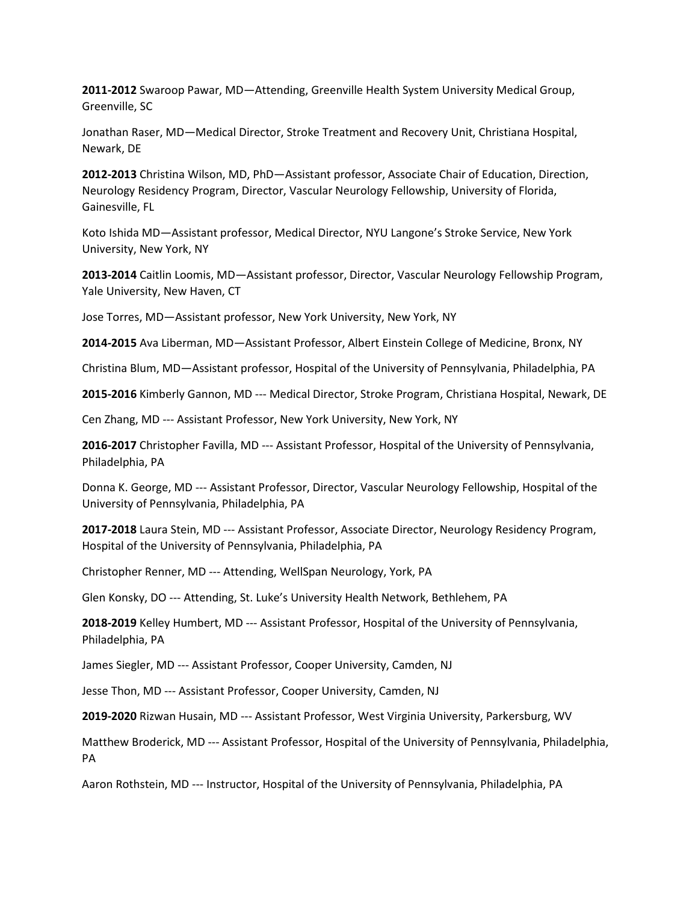**2011-2012** Swaroop Pawar, MD—Attending, Greenville Health System University Medical Group, Greenville, SC

Jonathan Raser, MD—Medical Director, Stroke Treatment and Recovery Unit, Christiana Hospital, Newark, DE

**2012-2013** Christina Wilson, MD, PhD—Assistant professor, Associate Chair of Education, Direction, Neurology Residency Program, Director, Vascular Neurology Fellowship, University of Florida, Gainesville, FL

Koto Ishida MD—Assistant professor, Medical Director, NYU Langone's Stroke Service, New York University, New York, NY

**2013-2014** Caitlin Loomis, MD—Assistant professor, Director, Vascular Neurology Fellowship Program, Yale University, New Haven, CT

Jose Torres, MD—Assistant professor, New York University, New York, NY

**2014-2015** Ava Liberman, MD—Assistant Professor, Albert Einstein College of Medicine, Bronx, NY

Christina Blum, MD—Assistant professor, Hospital of the University of Pennsylvania, Philadelphia, PA

**2015-2016** Kimberly Gannon, MD --- Medical Director, Stroke Program, Christiana Hospital, Newark, DE

Cen Zhang, MD --- Assistant Professor, New York University, New York, NY

**2016-2017** Christopher Favilla, MD --- Assistant Professor, Hospital of the University of Pennsylvania, Philadelphia, PA

Donna K. George, MD --- Assistant Professor, Director, Vascular Neurology Fellowship, Hospital of the University of Pennsylvania, Philadelphia, PA

**2017-2018** Laura Stein, MD --- Assistant Professor, Associate Director, Neurology Residency Program, Hospital of the University of Pennsylvania, Philadelphia, PA

Christopher Renner, MD --- Attending, WellSpan Neurology, York, PA

Glen Konsky, DO --- Attending, St. Luke's University Health Network, Bethlehem, PA

**2018-2019** Kelley Humbert, MD --- Assistant Professor, Hospital of the University of Pennsylvania, Philadelphia, PA

James Siegler, MD --- Assistant Professor, Cooper University, Camden, NJ

Jesse Thon, MD --- Assistant Professor, Cooper University, Camden, NJ

**2019-2020** Rizwan Husain, MD --- Assistant Professor, West Virginia University, Parkersburg, WV

Matthew Broderick, MD --- Assistant Professor, Hospital of the University of Pennsylvania, Philadelphia, PA

Aaron Rothstein, MD --- Instructor, Hospital of the University of Pennsylvania, Philadelphia, PA